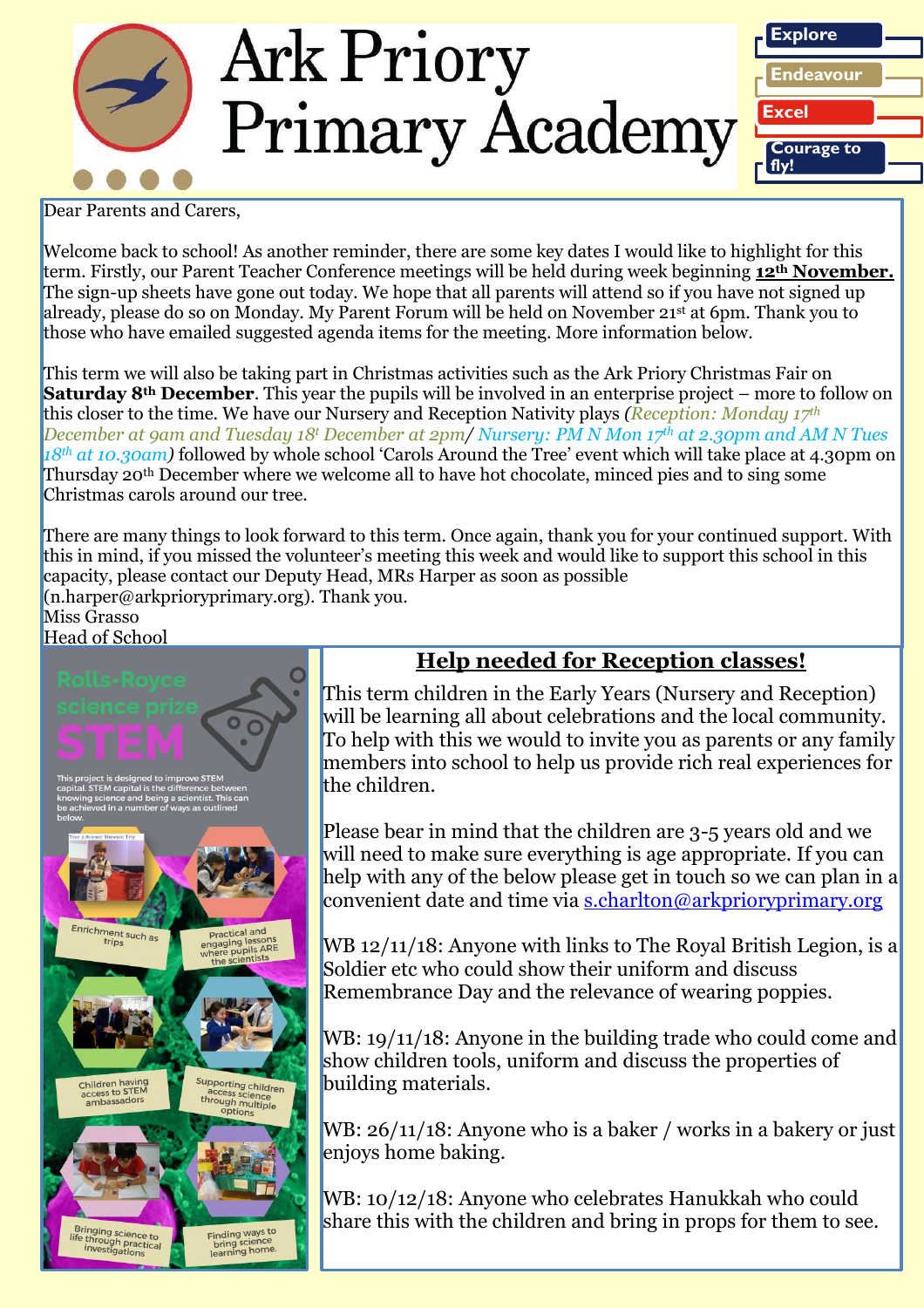# Ark Priory Primary Academy

**Explore**
**Endeavour**
**Excel**
**Courage to fly!**

Dear Parents and Carers,

Welcome back to school! As another reminder, there are some key dates I would like to highlight for this term. Firstly, our Parent Teacher Conference meetings will be held during week beginning **12th November.** The sign-up sheets have gone out today. We hope that all parents will attend so if you have not signed up already, please do so on Monday. My Parent Forum will be held on November 21st at 6pm. Thank you to those who have emailed suggested agenda items for the meeting. More information below.

This term we will also be taking part in Christmas activities such as the Ark Priory Christmas Fair on **Saturday 8th December**. This year the pupils will be involved in an enterprise project – more to follow on this closer to the time. We have our Nursery and Reception Nativity plays *(Reception: Monday 17th December at 9am and Tuesday 18t December at 2pm/ Nursery: PM N Mon 17th at 2.30pm and AM N Tues 18th at 10.30am)* followed by whole school 'Carols Around the Tree' event which will take place at 4.30pm on Thursday 20th December where we welcome all to have hot chocolate, minced pies and to sing some Christmas carols around our tree.

There are many things to look forward to this term. Once again, thank you for your continued support. With this in mind, if you missed the volunteer's meeting this week and would like to support this school in this capacity, please contact our Deputy Head, MRs Harper as soon as possible (n.harper@arkprioryprimary.org). Thank you.

Miss Grasso
Head of School

## Rolls-Royce science prize STEM

This project is designed to improve STEM capital. STEM capital is the difference between knowing science and being a scientist. This can be achieved in a number of ways as outlined below.

- Enrichment such as trips
- Practical and engaging lessons where pupils ARE the scientists
- Children having access to STEM ambassadors
- Supporting children access science through multiple options
- Bringing science to life through practical investigations
- Finding ways to bring science learning home.

## Help needed for Reception classes!

This term children in the Early Years (Nursery and Reception) will be learning all about celebrations and the local community. To help with this we would to invite you as parents or any family members into school to help us provide rich real experiences for the children.

Please bear in mind that the children are 3-5 years old and we will need to make sure everything is age appropriate. If you can help with any of the below please get in touch so we can plan in a convenient date and time via s.charlton@arkprioryprimary.org

WB 12/11/18: Anyone with links to The Royal British Legion, is a Soldier etc who could show their uniform and discuss Remembrance Day and the relevance of wearing poppies.

WB: 19/11/18: Anyone in the building trade who could come and show children tools, uniform and discuss the properties of building materials.

WB: 26/11/18: Anyone who is a baker / works in a bakery or just enjoys home baking.

WB: 10/12/18: Anyone who celebrates Hanukkah who could share this with the children and bring in props for them to see.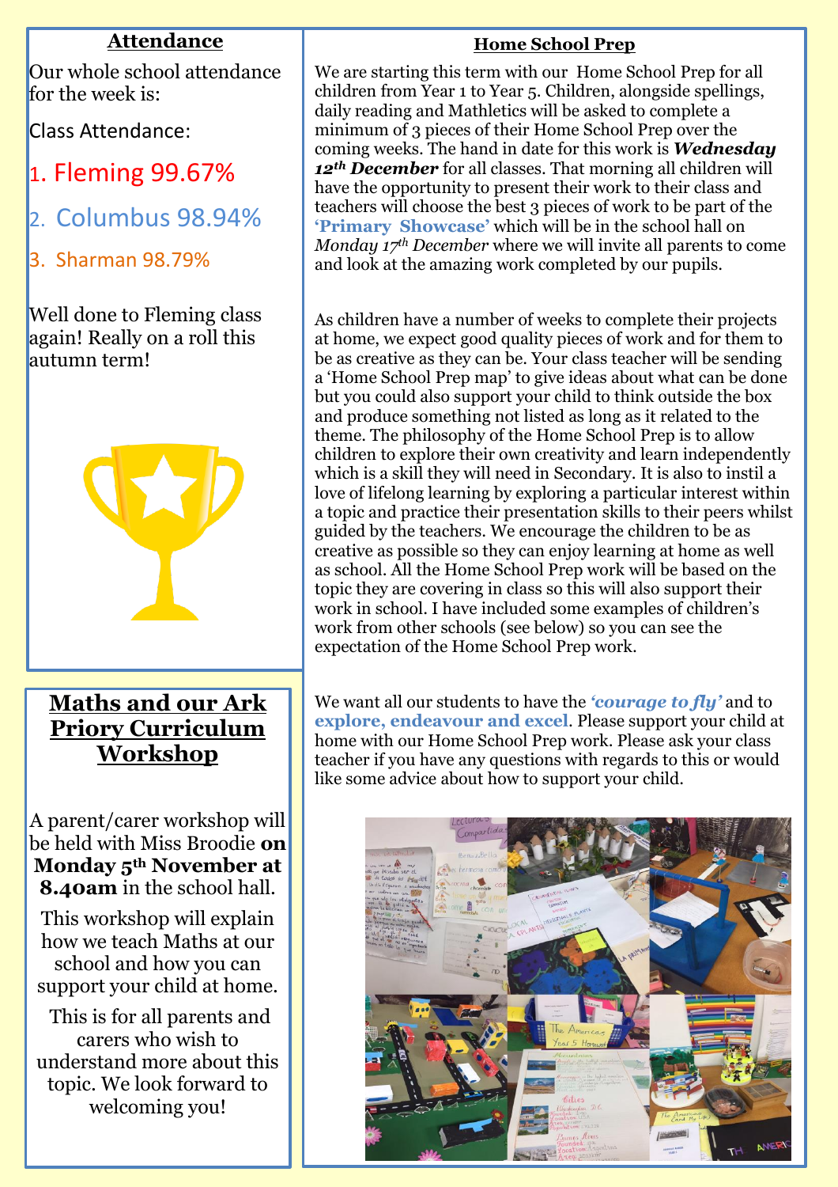## Attendance

Our whole school attendance for the week is:

Class Attendance:

1. Fleming 99.67%
2. Columbus 98.94%
3. Sharman 98.79%

Well done to Fleming class again! Really on a roll this autumn term!

## Maths and our Ark Priory Curriculum Workshop

A parent/carer workshop will be held with Miss Broodie **on Monday 5th November at 8.40am** in the school hall.

This workshop will explain how we teach Maths at our school and how you can support your child at home.

This is for all parents and carers who wish to understand more about this topic. We look forward to welcoming you!

## Home School Prep

We are starting this term with our Home School Prep for all children from Year 1 to Year 5. Children, alongside spellings, daily reading and Mathletics will be asked to complete a minimum of 3 pieces of their Home School Prep over the coming weeks. The hand in date for this work is ***Wednesday 12th December*** for all classes. That morning all children will have the opportunity to present their work to their class and teachers will choose the best 3 pieces of work to be part of the **'Primary Showcase'** which will be in the school hall on *Monday 17th December* where we will invite all parents to come and look at the amazing work completed by our pupils.

As children have a number of weeks to complete their projects at home, we expect good quality pieces of work and for them to be as creative as they can be. Your class teacher will be sending a 'Home School Prep map' to give ideas about what can be done but you could also support your child to think outside the box and produce something not listed as long as it related to the theme. The philosophy of the Home School Prep is to allow children to explore their own creativity and learn independently which is a skill they will need in Secondary. It is also to instil a love of lifelong learning by exploring a particular interest within a topic and practice their presentation skills to their peers whilst guided by the teachers. We encourage the children to be as creative as possible so they can enjoy learning at home as well as school. All the Home School Prep work will be based on the topic they are covering in class so this will also support their work in school. I have included some examples of children's work from other schools (see below) so you can see the expectation of the Home School Prep work.

We want all our students to have the ***'courage to fly'*** and to **explore, endeavour and excel**. Please support your child at home with our Home School Prep work. Please ask your class teacher if you have any questions with regards to this or would like some advice about how to support your child.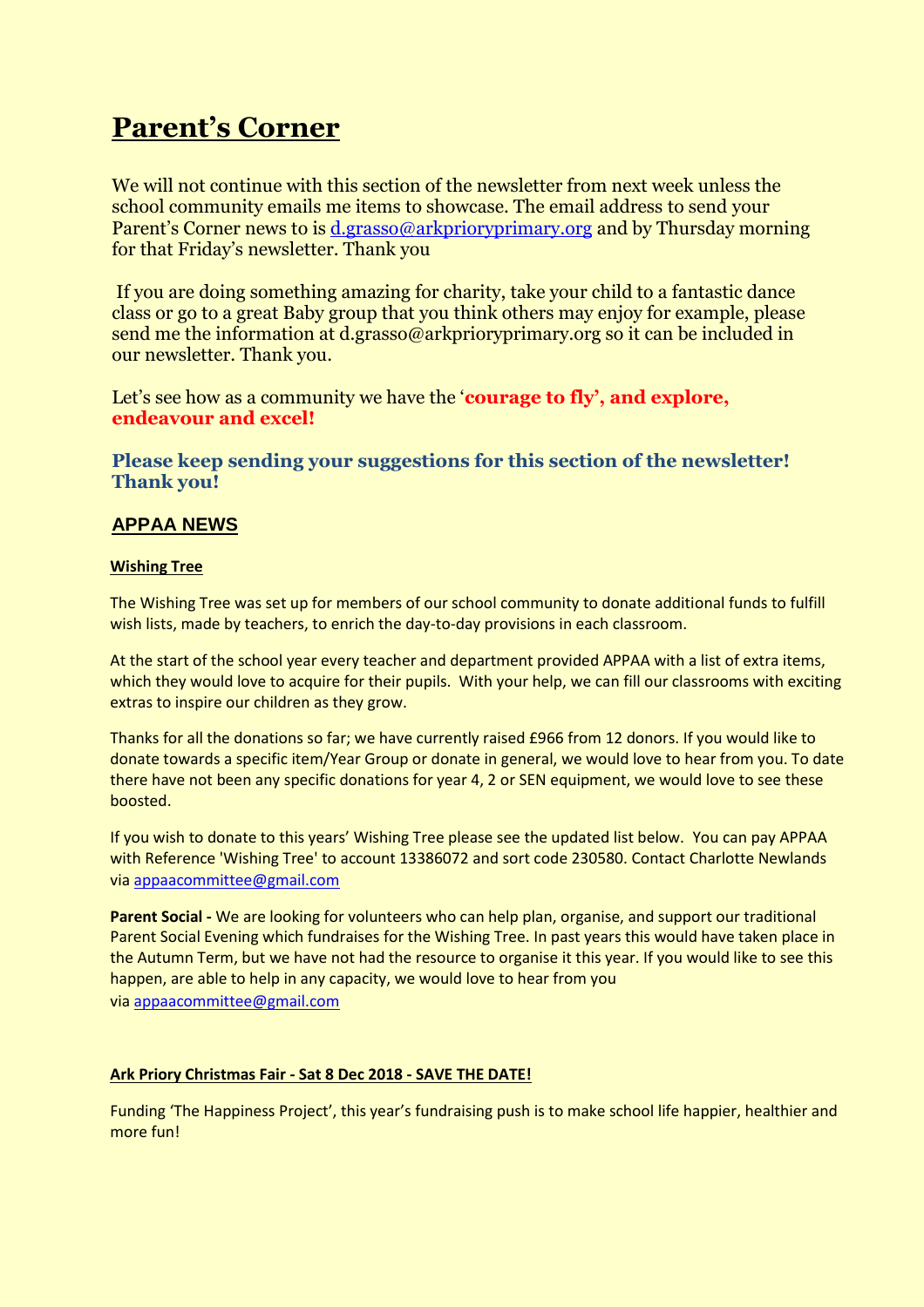# Parent's Corner

We will not continue with this section of the newsletter from next week unless the school community emails me items to showcase. The email address to send your Parent's Corner news to is [d.grasso@arkprioryprimary.org](mailto:d.grasso@arkprioryprimary.org) and by Thursday morning for that Friday's newsletter. Thank you

If you are doing something amazing for charity, take your child to a fantastic dance class or go to a great Baby group that you think others may enjoy for example, please send me the information at d.grasso@arkprioryprimary.org so it can be included in our newsletter. Thank you.

Let's see how as a community we have the '**courage to fly', and explore, endeavour and excel!**

**Please keep sending your suggestions for this section of the newsletter! Thank you!**

## APPAA NEWS

**Wishing Tree**

The Wishing Tree was set up for members of our school community to donate additional funds to fulfill wish lists, made by teachers, to enrich the day-to-day provisions in each classroom.

At the start of the school year every teacher and department provided APPAA with a list of extra items, which they would love to acquire for their pupils. With your help, we can fill our classrooms with exciting extras to inspire our children as they grow.

Thanks for all the donations so far; we have currently raised £966 from 12 donors. If you would like to donate towards a specific item/Year Group or donate in general, we would love to hear from you. To date there have not been any specific donations for year 4, 2 or SEN equipment, we would love to see these boosted.

If you wish to donate to this years' Wishing Tree please see the updated list below. You can pay APPAA with Reference 'Wishing Tree' to account 13386072 and sort code 230580. Contact Charlotte Newlands via [appaacommittee@gmail.com](mailto:appaacommittee@gmail.com)

**Parent Social -** We are looking for volunteers who can help plan, organise, and support our traditional Parent Social Evening which fundraises for the Wishing Tree. In past years this would have taken place in the Autumn Term, but we have not had the resource to organise it this year. If you would like to see this happen, are able to help in any capacity, we would love to hear from you via [appaacommittee@gmail.com](mailto:appaacommittee@gmail.com)

**Ark Priory Christmas Fair - Sat 8 Dec 2018 - SAVE THE DATE!**

Funding 'The Happiness Project', this year's fundraising push is to make school life happier, healthier and more fun!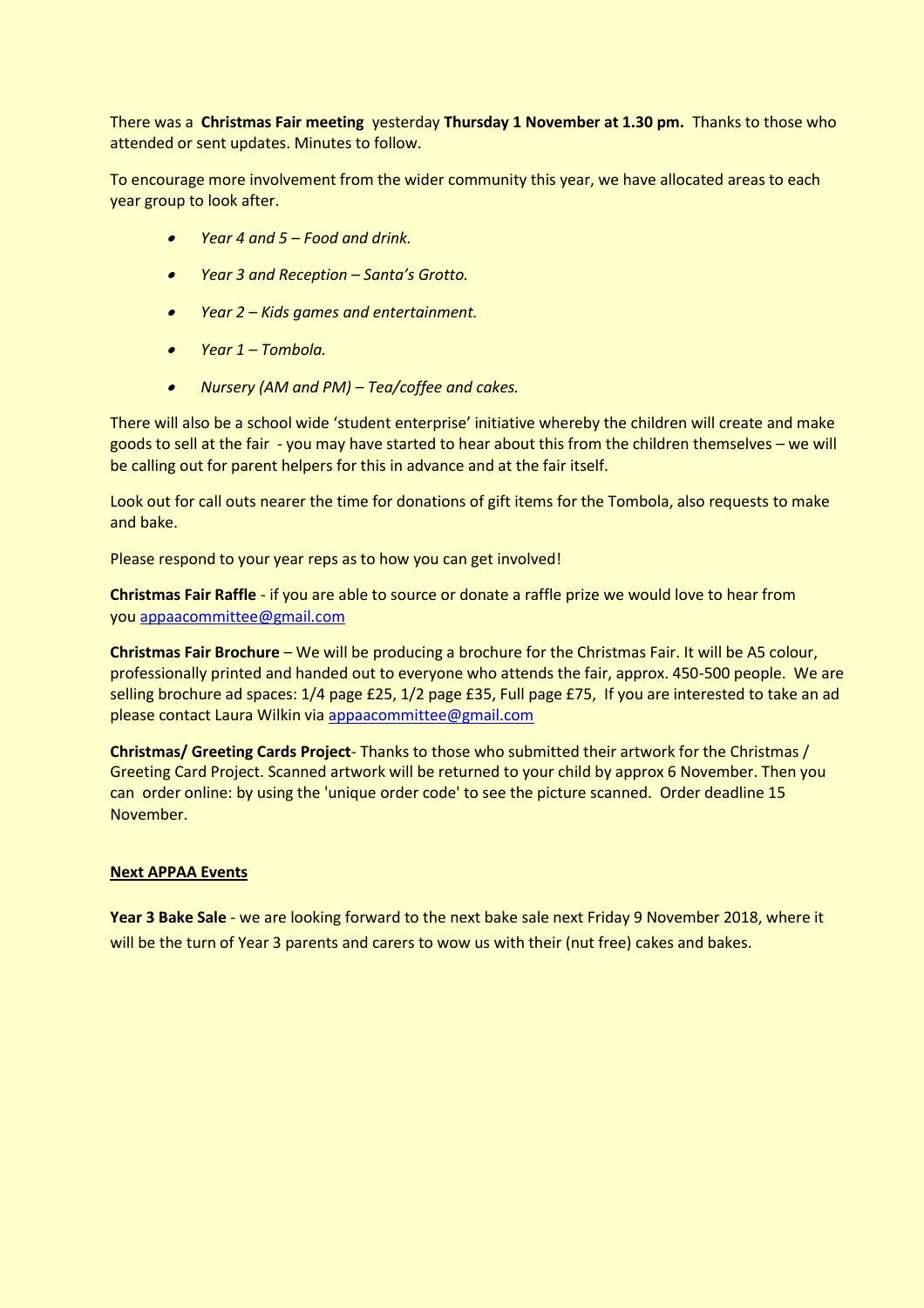There was a **Christmas Fair meeting** yesterday **Thursday 1 November at 1.30 pm.** Thanks to those who attended or sent updates. Minutes to follow.

To encourage more involvement from the wider community this year, we have allocated areas to each year group to look after.

- *Year 4 and 5 – Food and drink.*
- *Year 3 and Reception – Santa's Grotto.*
- *Year 2 – Kids games and entertainment.*
- *Year 1 – Tombola.*
- *Nursery (AM and PM) – Tea/coffee and cakes.*

There will also be a school wide 'student enterprise' initiative whereby the children will create and make goods to sell at the fair - you may have started to hear about this from the children themselves – we will be calling out for parent helpers for this in advance and at the fair itself.

Look out for call outs nearer the time for donations of gift items for the Tombola, also requests to make and bake.

Please respond to your year reps as to how you can get involved!

**Christmas Fair Raffle** - if you are able to source or donate a raffle prize we would love to hear from you appaacommittee@gmail.com

**Christmas Fair Brochure** – We will be producing a brochure for the Christmas Fair. It will be A5 colour, professionally printed and handed out to everyone who attends the fair, approx. 450-500 people. We are selling brochure ad spaces: 1/4 page £25, 1/2 page £35, Full page £75, If you are interested to take an ad please contact Laura Wilkin via appaacommittee@gmail.com

**Christmas/ Greeting Cards Project**- Thanks to those who submitted their artwork for the Christmas / Greeting Card Project. Scanned artwork will be returned to your child by approx 6 November. Then you can order online: by using the 'unique order code' to see the picture scanned. Order deadline 15 November.

**<u>Next APPAA Events</u>**

**Year 3 Bake Sale** - we are looking forward to the next bake sale next Friday 9 November 2018, where it will be the turn of Year 3 parents and carers to wow us with their (nut free) cakes and bakes.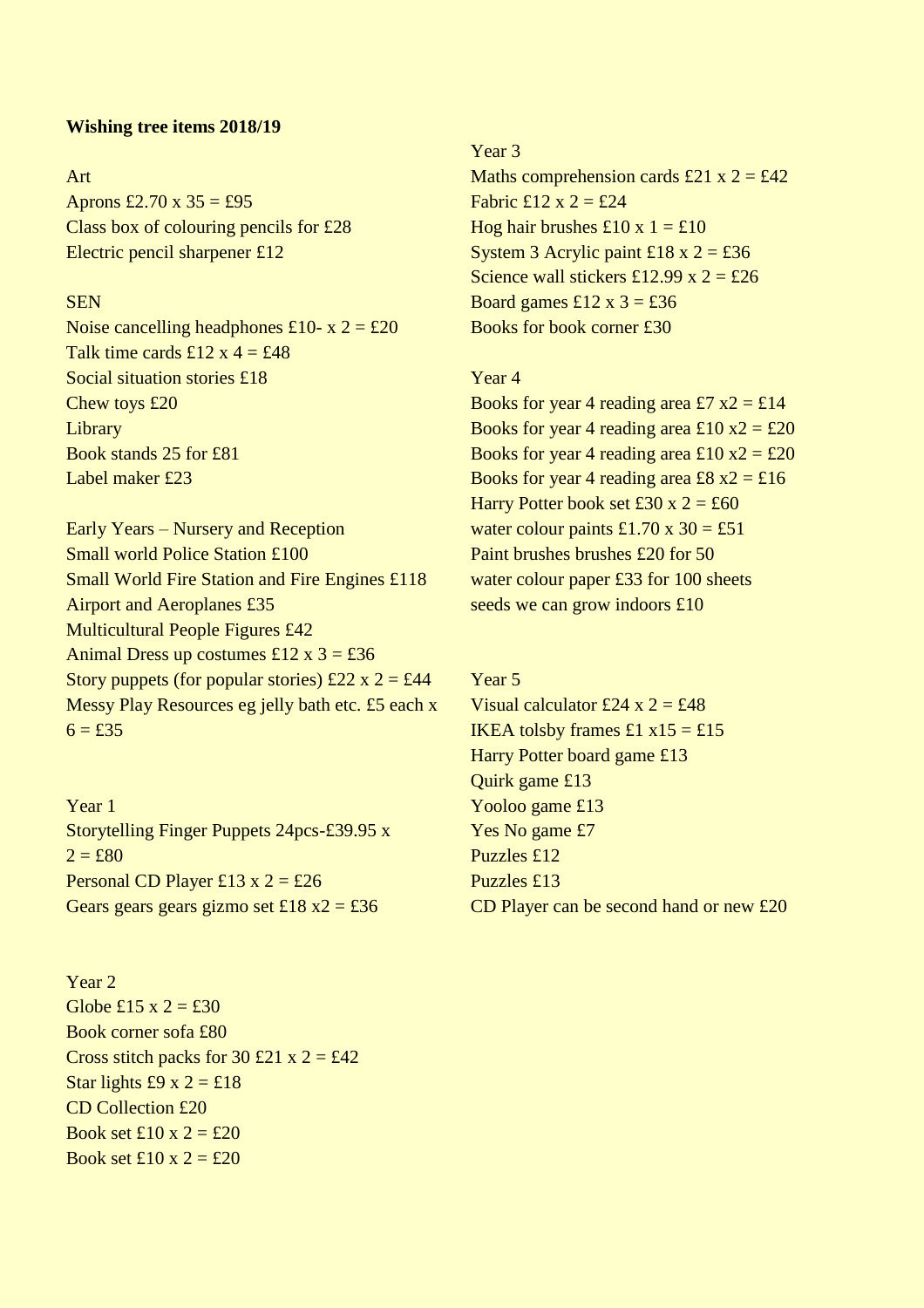**Wishing tree items 2018/19**

Art
Aprons £2.70 x 35 = £95
Class box of colouring pencils for £28
Electric pencil sharpener £12

SEN
Noise cancelling headphones £10- x 2 = £20
Talk time cards £12 x 4 = £48
Social situation stories £18
Chew toys £20
Library
Book stands 25 for £81
Label maker £23

Early Years – Nursery and Reception
Small world Police Station £100
Small World Fire Station and Fire Engines £118
Airport and Aeroplanes £35
Multicultural People Figures £42
Animal Dress up costumes £12 x 3 = £36
Story puppets (for popular stories) £22 x 2 = £44
Messy Play Resources eg jelly bath etc. £5 each x 6 = £35

Year 1
Storytelling Finger Puppets 24pcs-£39.95 x 2 = £80
Personal CD Player £13 x 2 = £26
Gears gears gears gizmo set £18 x2 = £36

Year 2
Globe £15 x 2 = £30
Book corner sofa £80
Cross stitch packs for 30 £21 x 2 = £42
Star lights £9 x 2 = £18
CD Collection £20
Book set £10 x 2 = £20
Book set £10 x 2 = £20

Year 3
Maths comprehension cards £21 x 2 = £42
Fabric £12 x 2 = £24
Hog hair brushes £10 x 1 = £10
System 3 Acrylic paint £18 x 2 = £36
Science wall stickers £12.99 x 2 = £26
Board games £12 x 3 = £36
Books for book corner £30

Year 4
Books for year 4 reading area £7 x2 = £14
Books for year 4 reading area £10 x2 = £20
Books for year 4 reading area £10 x2 = £20
Books for year 4 reading area £8 x2 = £16
Harry Potter book set £30 x 2 = £60
water colour paints £1.70 x 30 = £51
Paint brushes brushes £20 for 50
water colour paper £33 for 100 sheets
seeds we can grow indoors £10

Year 5
Visual calculator £24 x 2 = £48
IKEA tolsby frames £1 x15 = £15
Harry Potter board game £13
Quirk game £13
Yooloo game £13
Yes No game £7
Puzzles £12
Puzzles £13
CD Player can be second hand or new £20